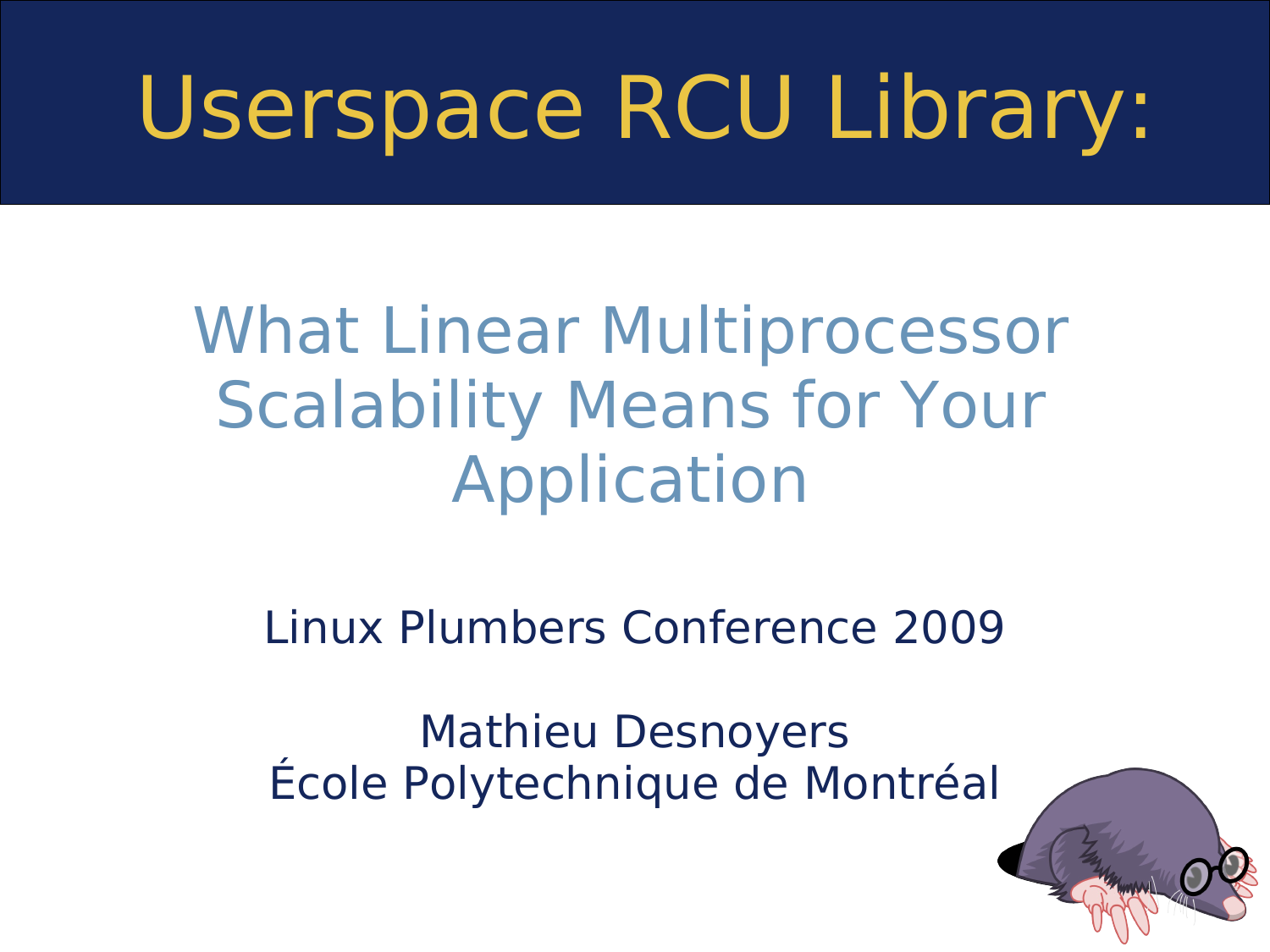# Userspace RCU Library:

## What Linear Multiprocessor Scalability Means for Your Application

Linux Plumbers Conference 2009

Mathieu Desnoyers
École Polytechnique de Montréal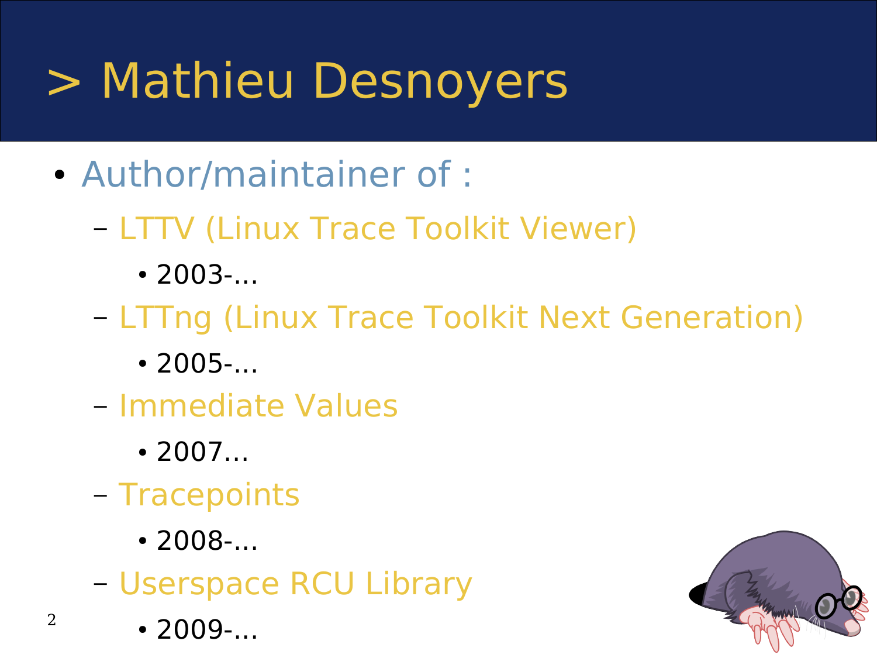# > Mathieu Desnoyers

- Author/maintainer of :
  - LTTV (Linux Trace Toolkit Viewer)
    - 2003-...
  - LTTng (Linux Trace Toolkit Next Generation)
    - 2005-...
  - Immediate Values
    - 2007...
  - Tracepoints
    - 2008-...
  - Userspace RCU Library
    - 2009-...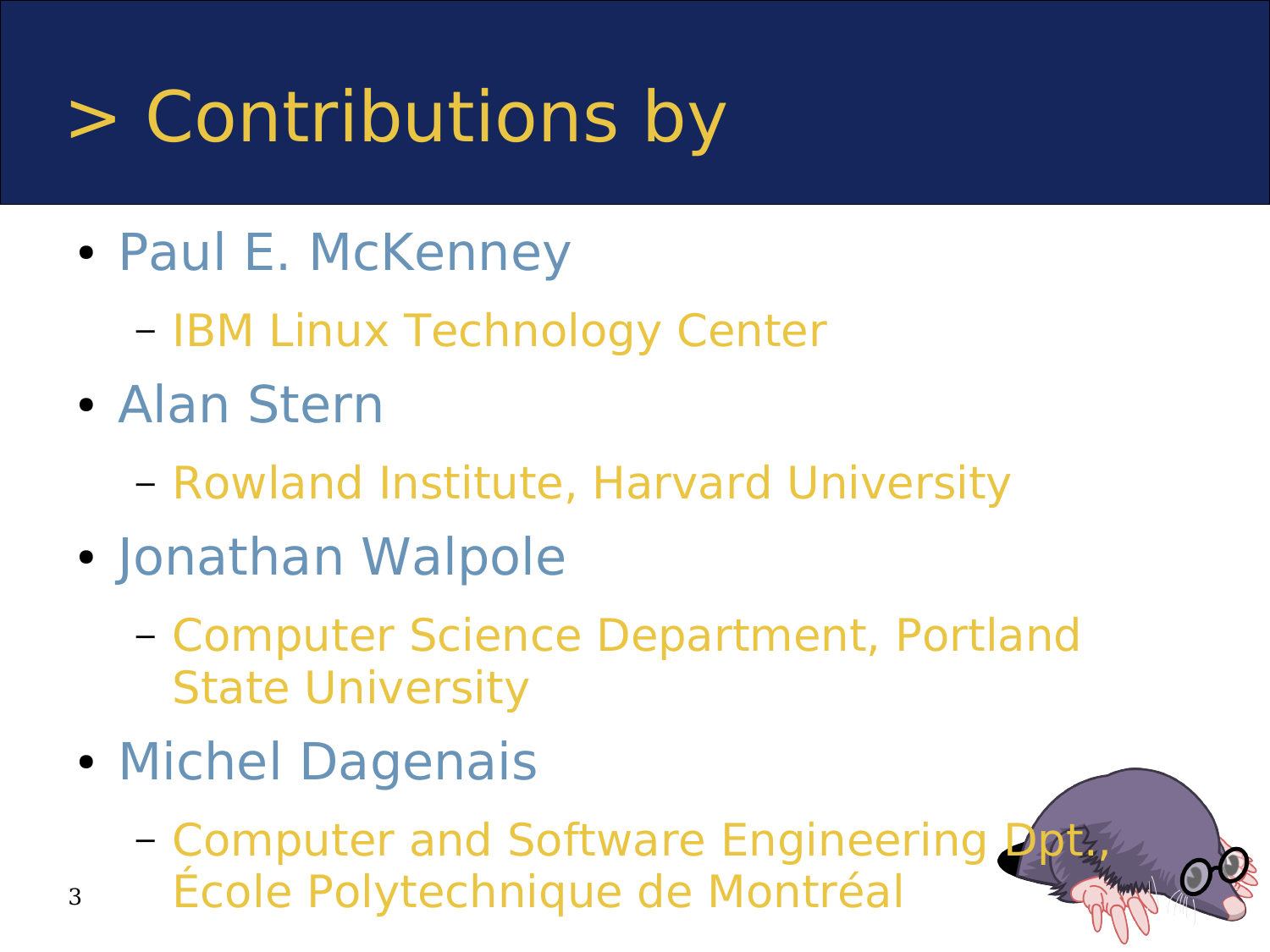# > Contributions by

- Paul E. McKenney
  - IBM Linux Technology Center
- Alan Stern
  - Rowland Institute, Harvard University
- Jonathan Walpole
  - Computer Science Department, Portland State University
- Michel Dagenais
  - Computer and Software Engineering Dpt., École Polytechnique de Montréal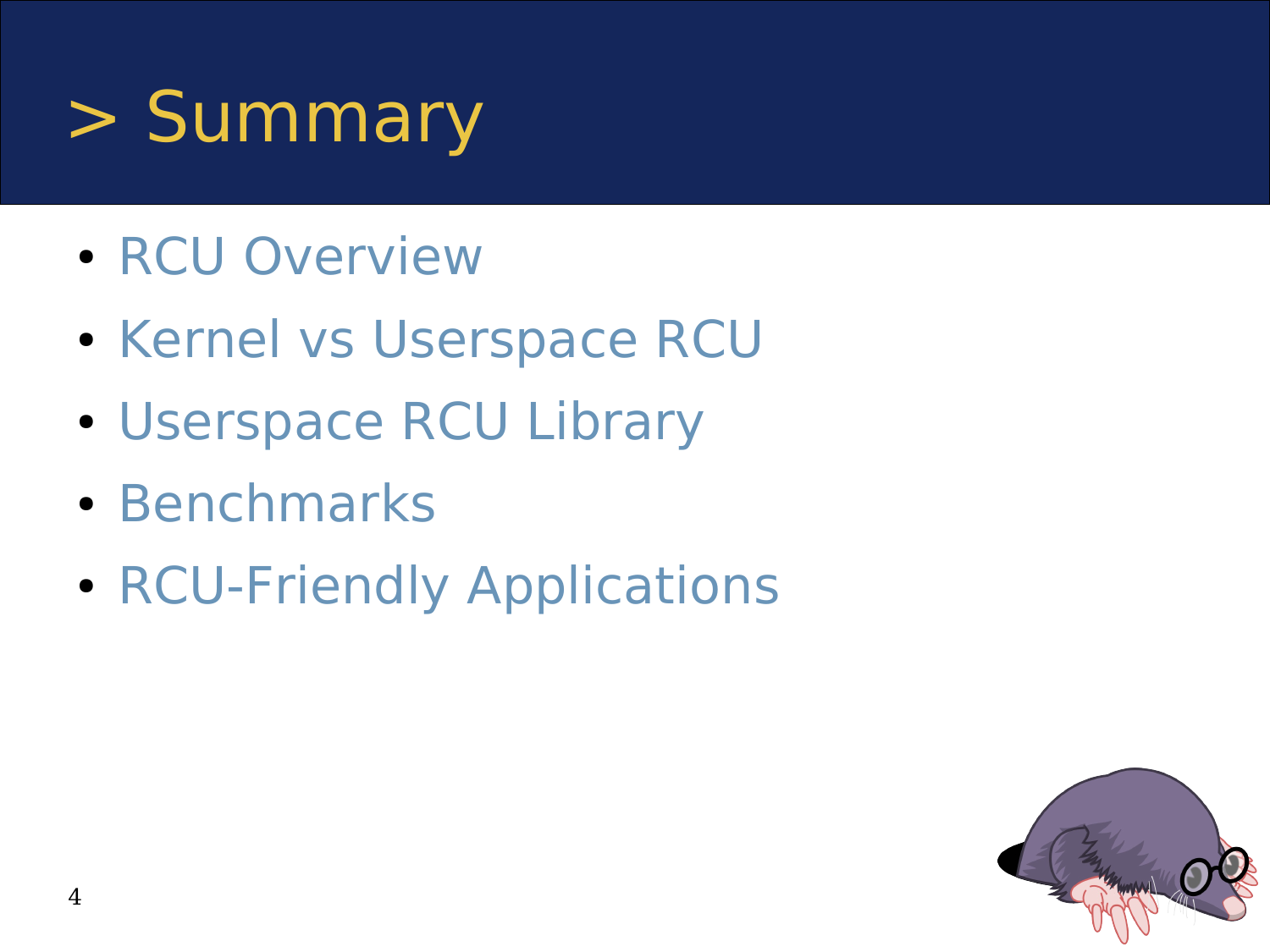# > Summary

- RCU Overview
- Kernel vs Userspace RCU
- Userspace RCU Library
- Benchmarks
- RCU-Friendly Applications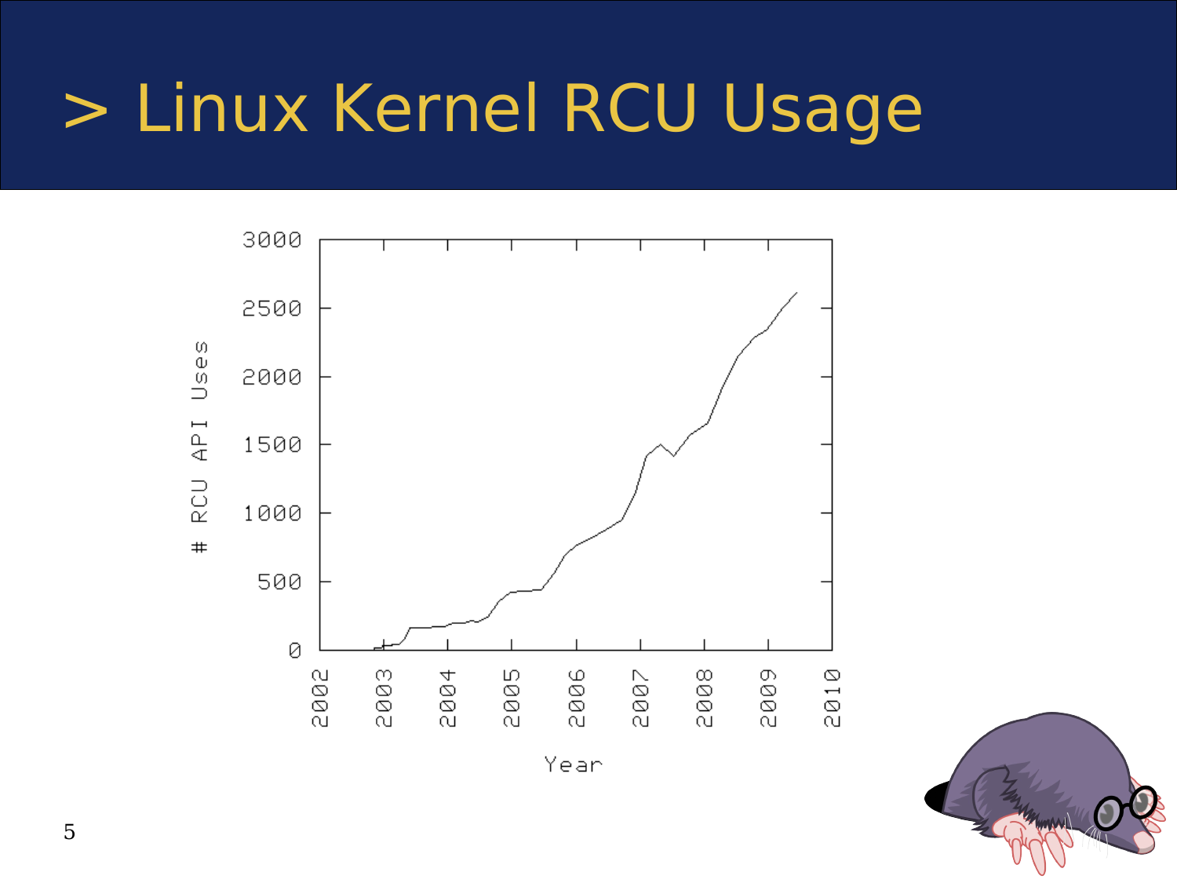# > Linux Kernel RCU Usage

# RCU API Uses

3000

2500

2000

1500

1000

500

0

2002 2003 2004 2005 2006 2007 2008 2009 2010

Year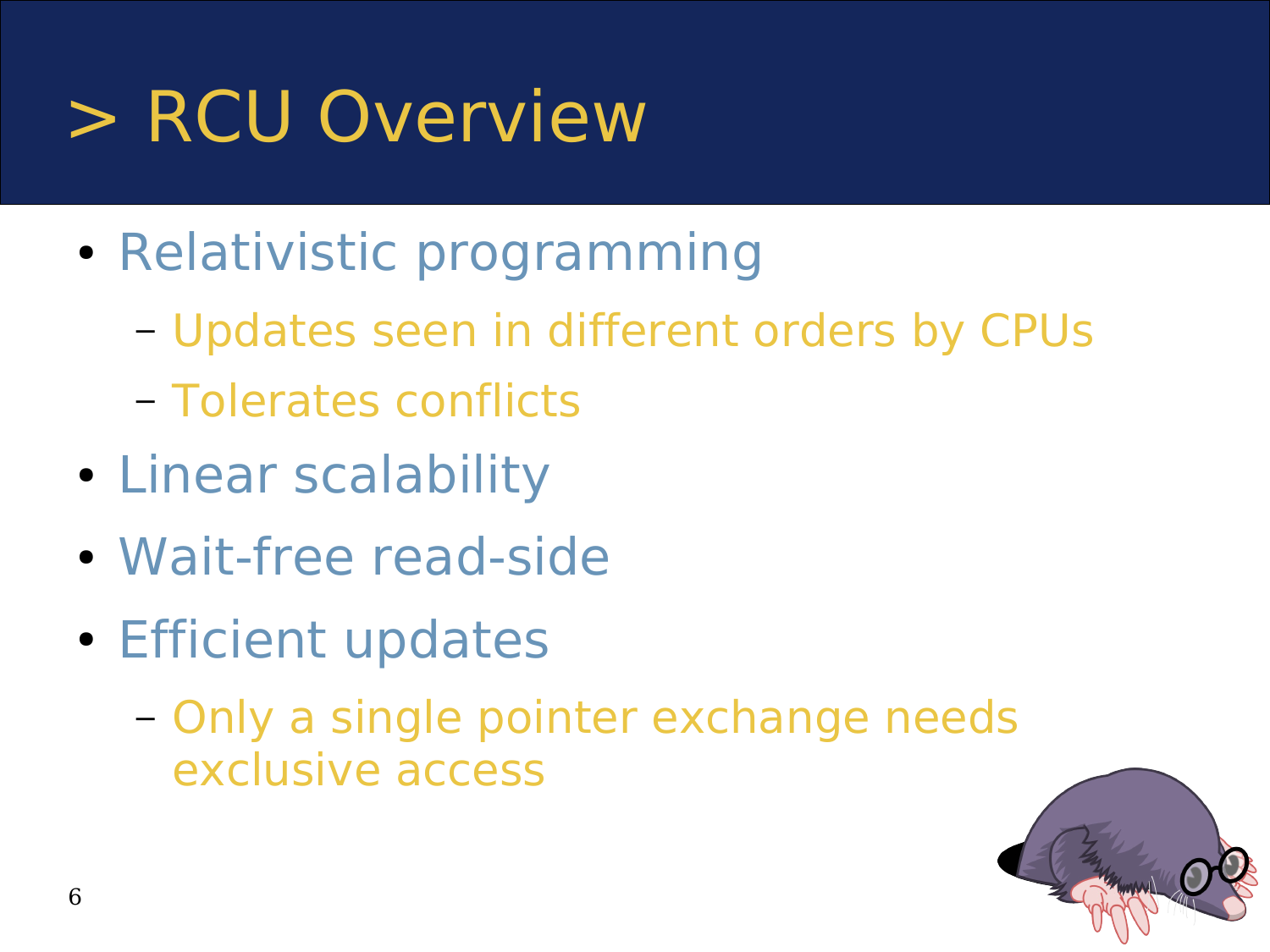# > RCU Overview

- Relativistic programming
  - Updates seen in different orders by CPUs
  - Tolerates conflicts
- Linear scalability
- Wait-free read-side
- Efficient updates
  - Only a single pointer exchange needs exclusive access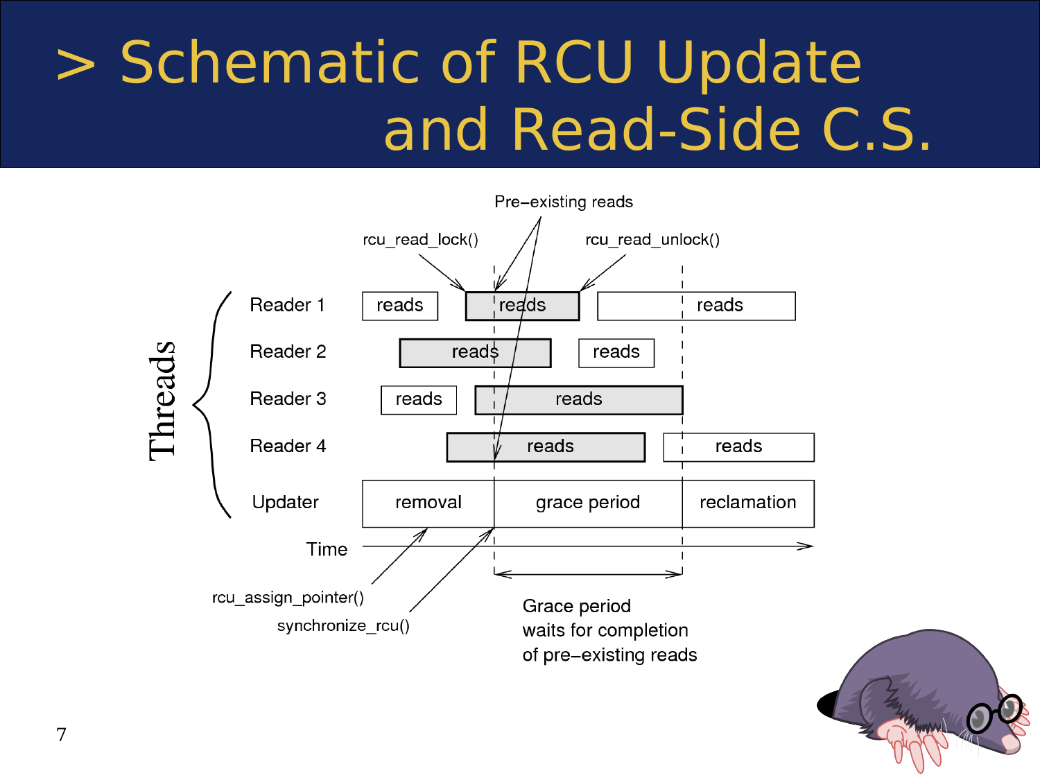# > Schematic of RCU Update and Read-Side C.S.

Pre-existing reads

rcu_read_lock() rcu_read_unlock()

Threads

| | | | |
|---|---|---|---|
| Reader 1 | reads | reads | reads |
| Reader 2 | reads | reads | |
| Reader 3 | reads | reads | |
| Reader 4 | reads | reads | |
| Updater | removal | grace period | reclamation |

Time

rcu_assign_pointer()

synchronize_rcu()

Grace period waits for completion of pre-existing reads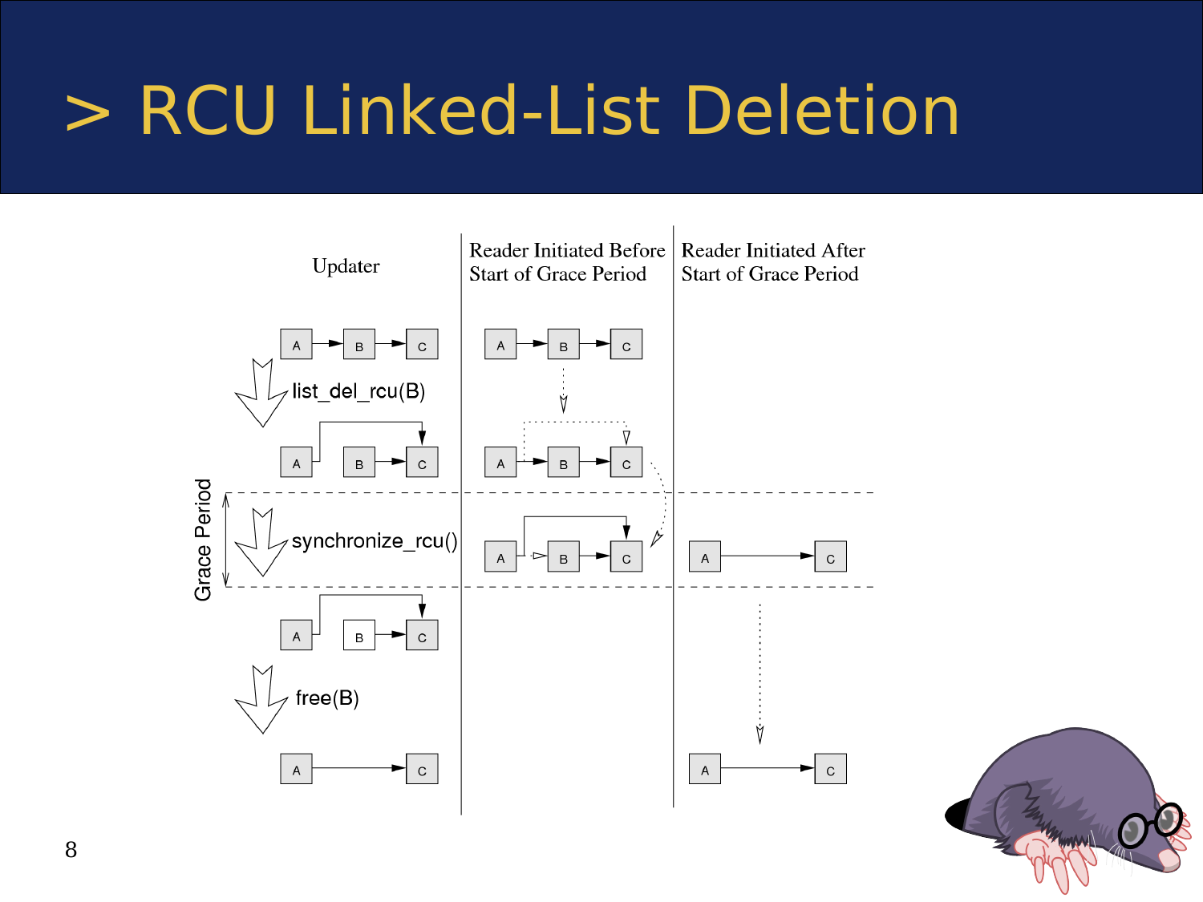# > RCU Linked-List Deletion

Updater

Reader Initiated Before Start of Grace Period

Reader Initiated After Start of Grace Period

list_del_rcu(B)

synchronize_rcu()

free(B)

Grace Period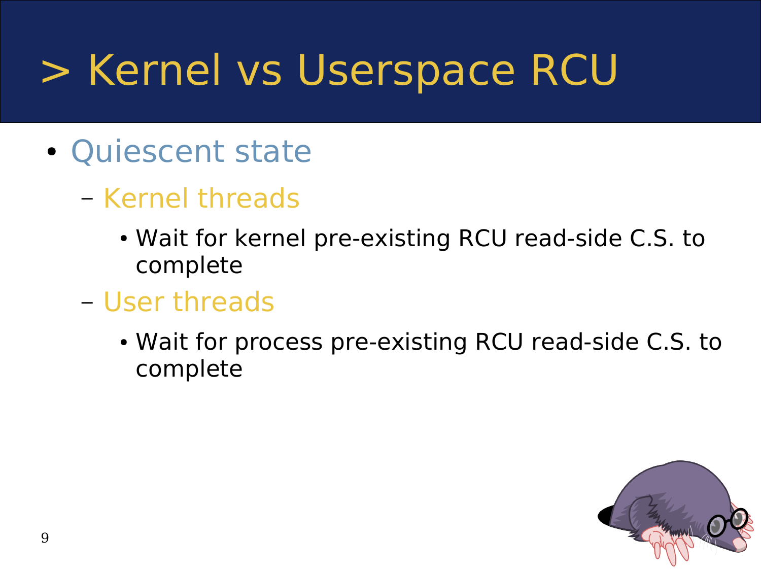# > Kernel vs Userspace RCU

- Quiescent state
  - Kernel threads
    - Wait for kernel pre-existing RCU read-side C.S. to complete
  - User threads
    - Wait for process pre-existing RCU read-side C.S. to complete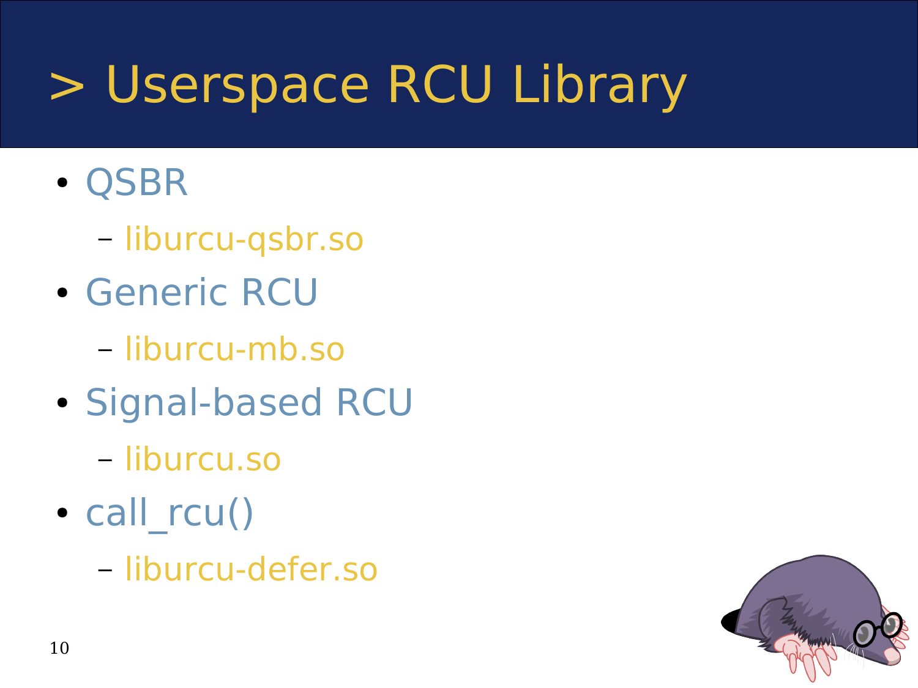# > Userspace RCU Library

- QSBR
  - liburcu-qsbr.so
- Generic RCU
  - liburcu-mb.so
- Signal-based RCU
  - liburcu.so
- call_rcu()
  - liburcu-defer.so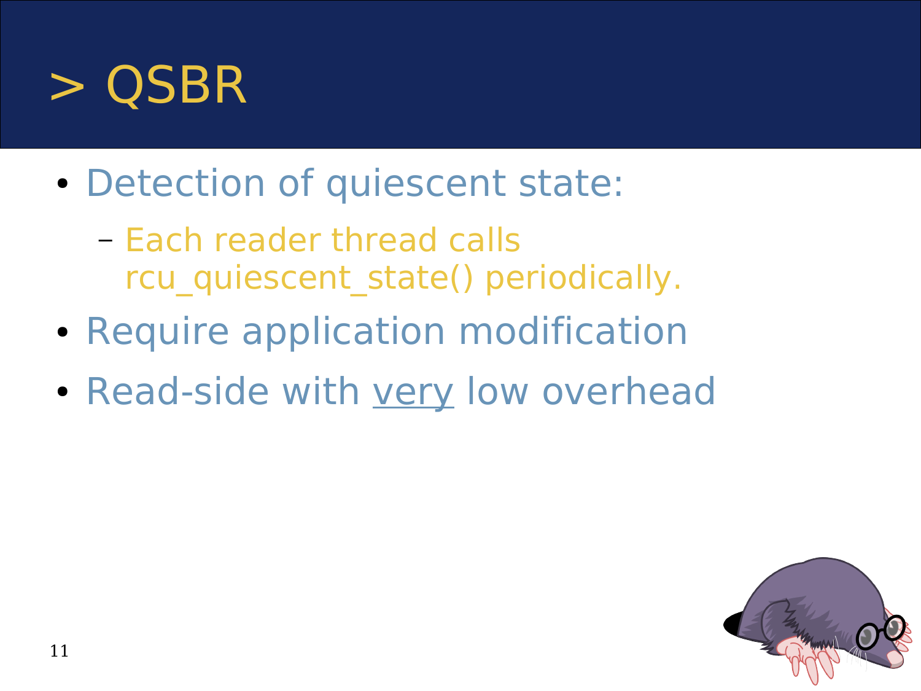# > QSBR

- Detection of quiescent state:
  - Each reader thread calls rcu_quiescent_state() periodically.
- Require application modification
- Read-side with <u>very</u> low overhead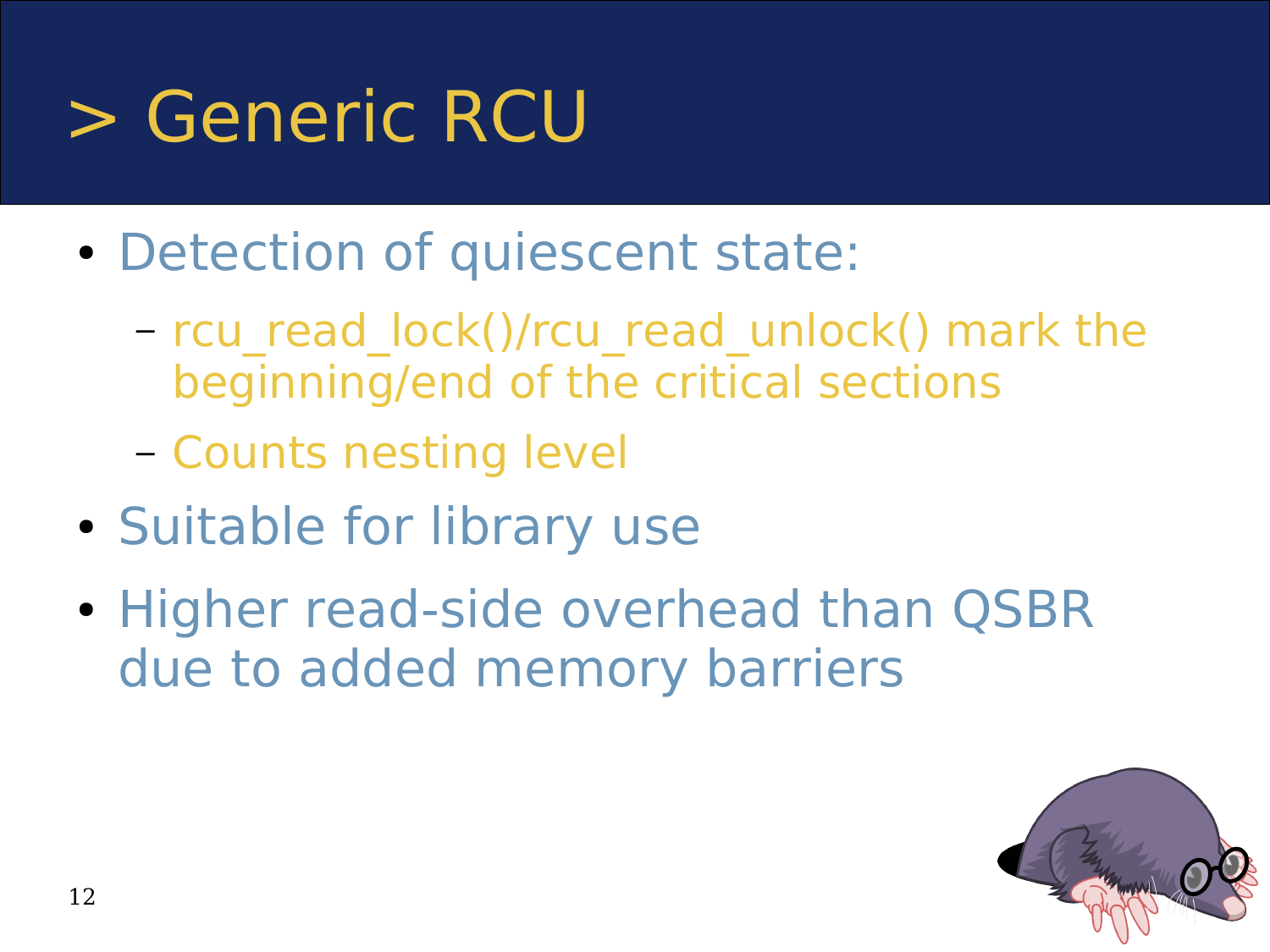# > Generic RCU

- Detection of quiescent state:
  - rcu_read_lock()/rcu_read_unlock() mark the beginning/end of the critical sections
  - Counts nesting level
- Suitable for library use
- Higher read-side overhead than QSBR due to added memory barriers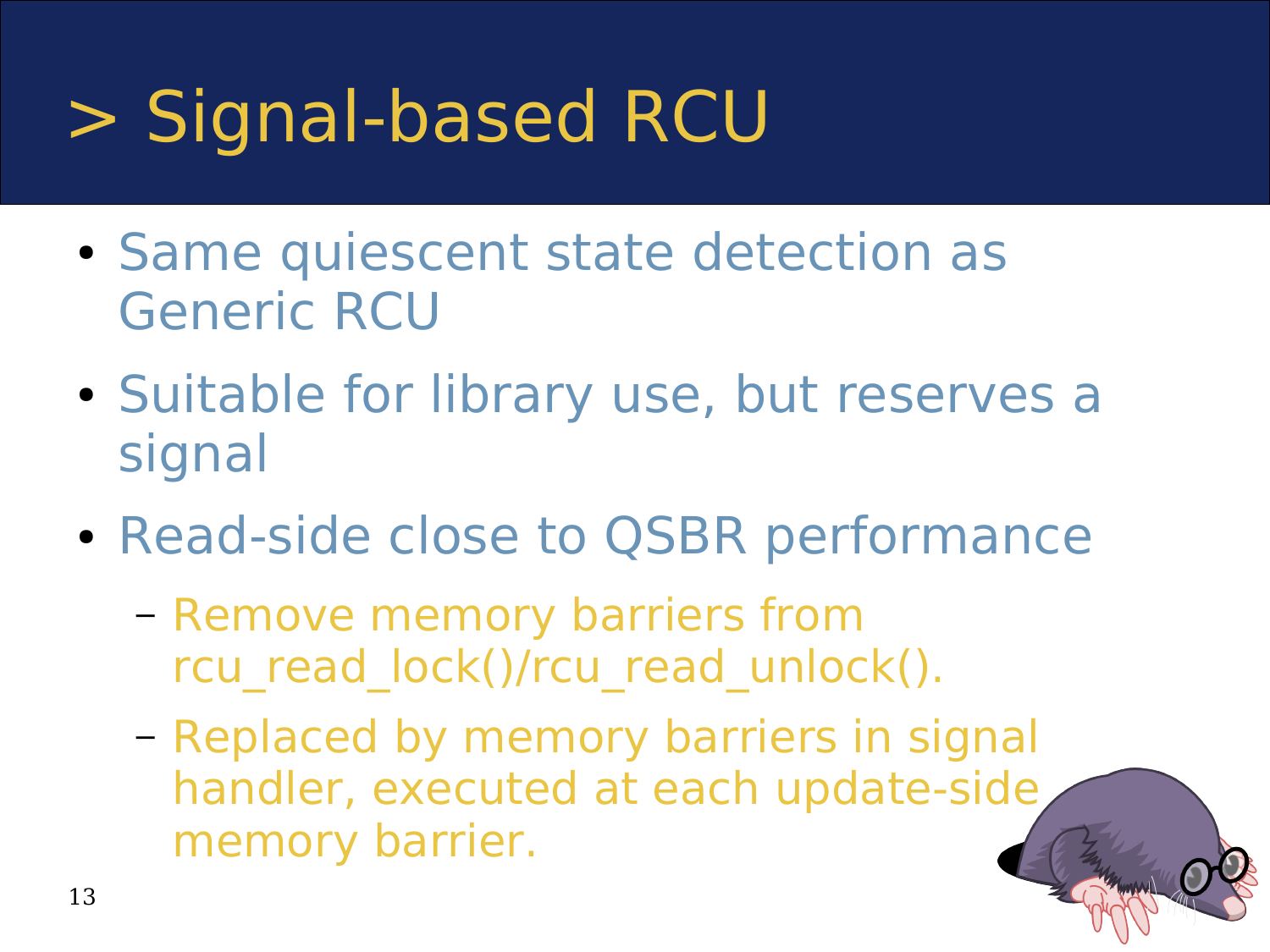# > Signal-based RCU

- Same quiescent state detection as Generic RCU
- Suitable for library use, but reserves a signal
- Read-side close to QSBR performance
  - Remove memory barriers from rcu_read_lock()/rcu_read_unlock().
  - Replaced by memory barriers in signal handler, executed at each update-side memory barrier.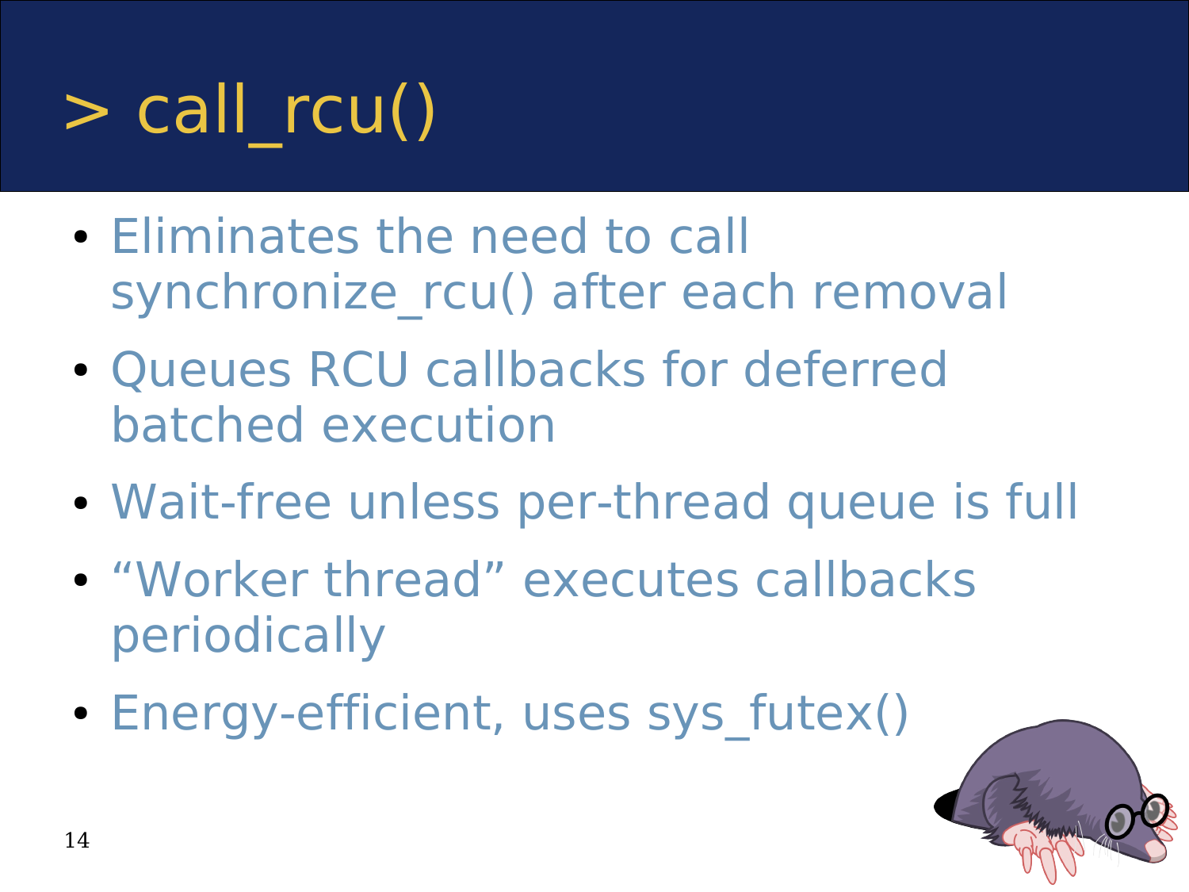# > call_rcu()

- Eliminates the need to call synchronize_rcu() after each removal
- Queues RCU callbacks for deferred batched execution
- Wait-free unless per-thread queue is full
- “Worker thread” executes callbacks periodically
- Energy-efficient, uses sys_futex()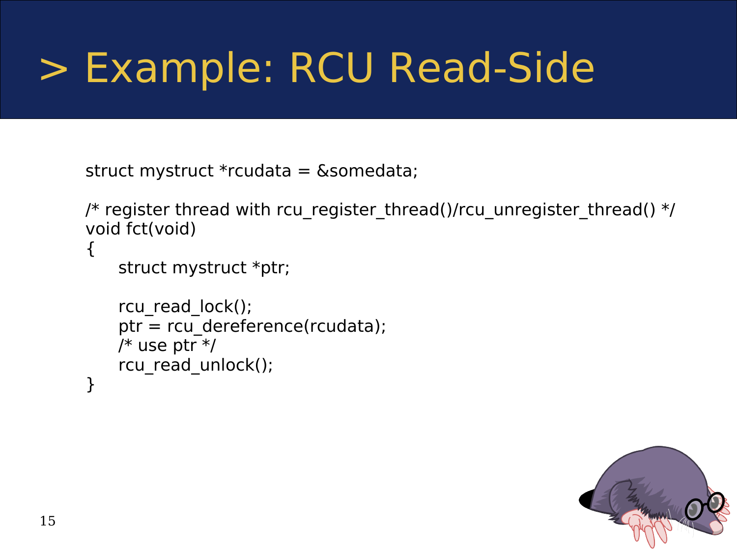# > Example: RCU Read-Side

```
struct mystruct *rcudata = &somedata;

/* register thread with rcu_register_thread()/rcu_unregister_thread() */
void fct(void)
{
    struct mystruct *ptr;

    rcu_read_lock();
    ptr = rcu_dereference(rcudata);
    /* use ptr */
    rcu_read_unlock();
}
```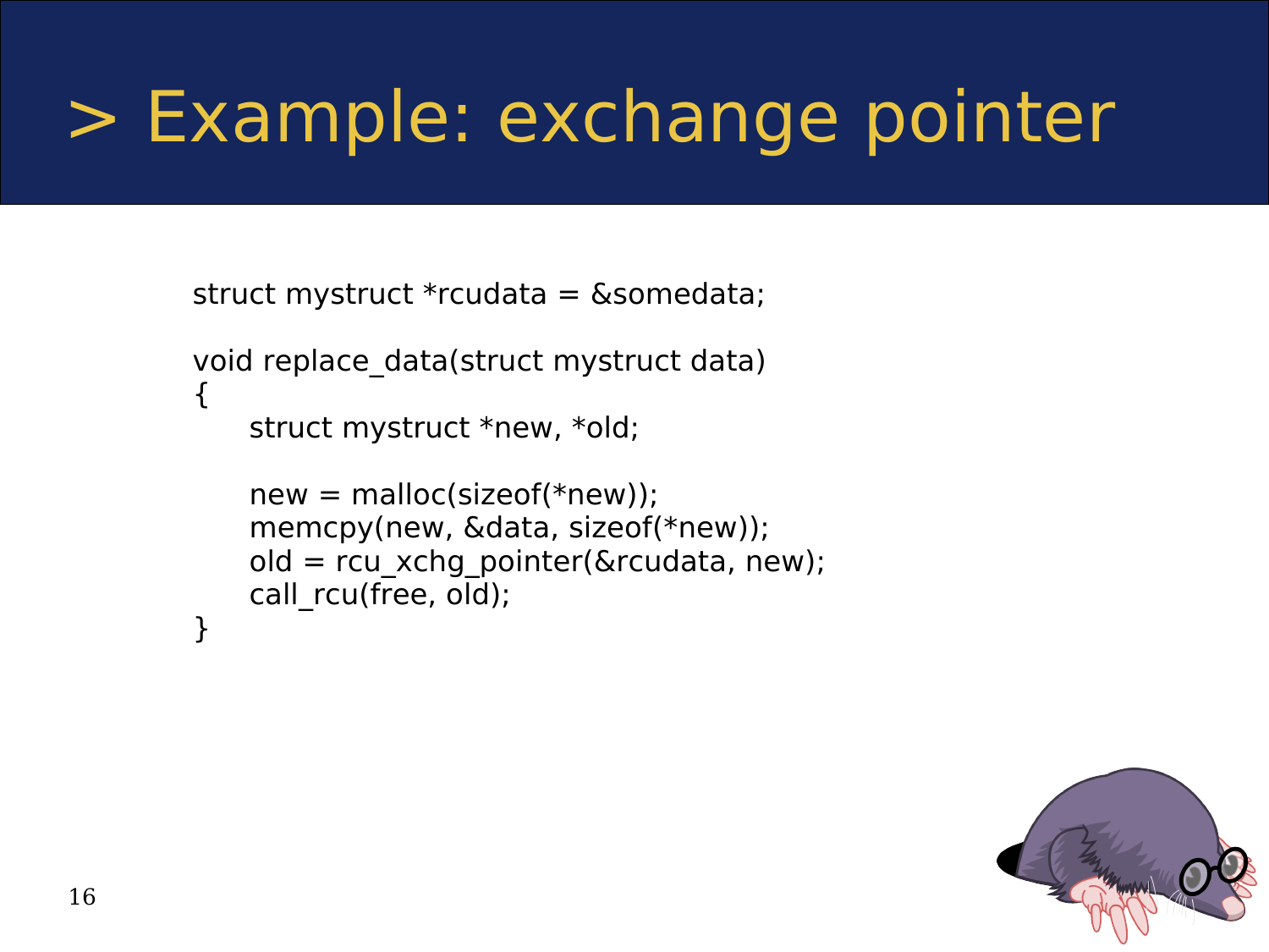# > Example: exchange pointer

```
struct mystruct *rcudata = &somedata;

void replace_data(struct mystruct data)
{
    struct mystruct *new, *old;

    new = malloc(sizeof(*new));
    memcpy(new, &data, sizeof(*new));
    old = rcu_xchg_pointer(&rcudata, new);
    call_rcu(free, old);
}
```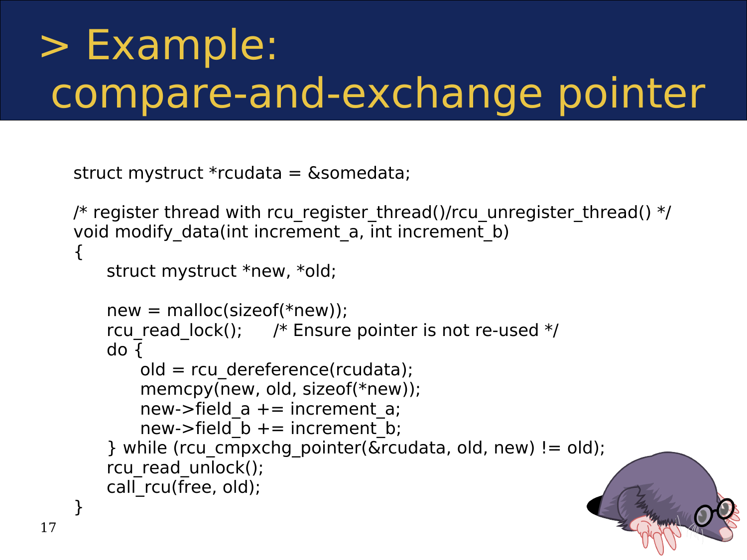# > Example: compare-and-exchange pointer

```
struct mystruct *rcudata = &somedata;

/* register thread with rcu_register_thread()/rcu_unregister_thread() */
void modify_data(int increment_a, int increment_b)
{
	struct mystruct *new, *old;

	new = malloc(sizeof(*new));
	rcu_read_lock();	/* Ensure pointer is not re-used */
	do {
		old = rcu_dereference(rcudata);
		memcpy(new, old, sizeof(*new));
		new->field_a += increment_a;
		new->field_b += increment_b;
	} while (rcu_cmpxchg_pointer(&rcudata, old, new) != old);
	rcu_read_unlock();
	call_rcu(free, old);
}
```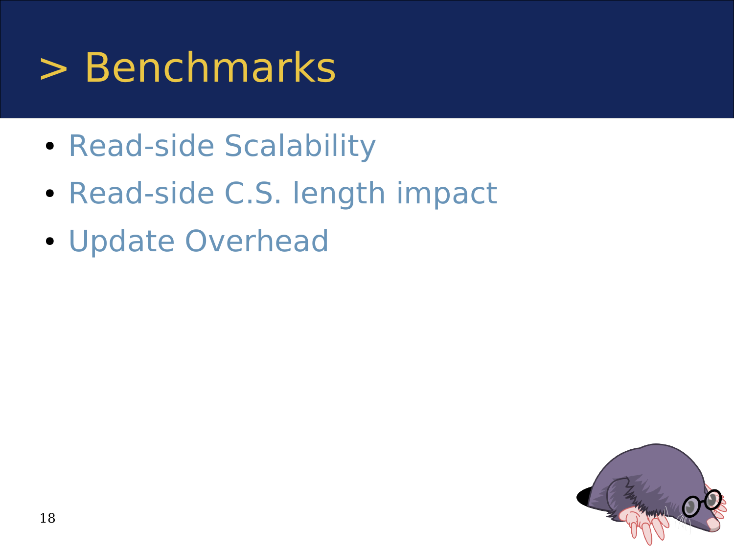# > Benchmarks

- Read-side Scalability
- Read-side C.S. length impact
- Update Overhead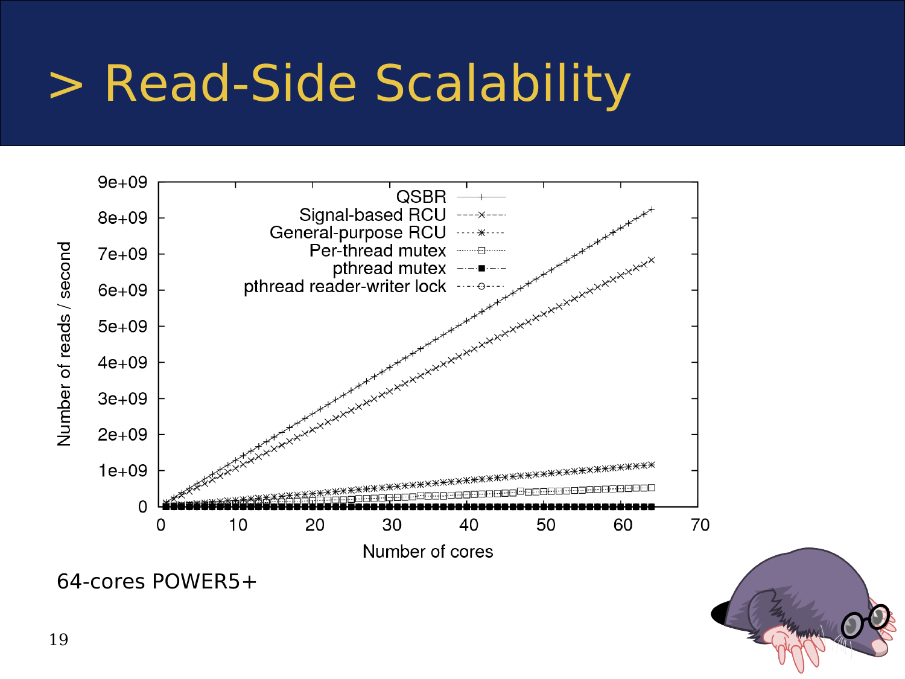# > Read-Side Scalability

Number of reads / second vs. Number of cores

Legend: QSBR, Signal-based RCU, General-purpose RCU, Per-thread mutex, pthread mutex, pthread reader-writer lock

64-cores POWER5+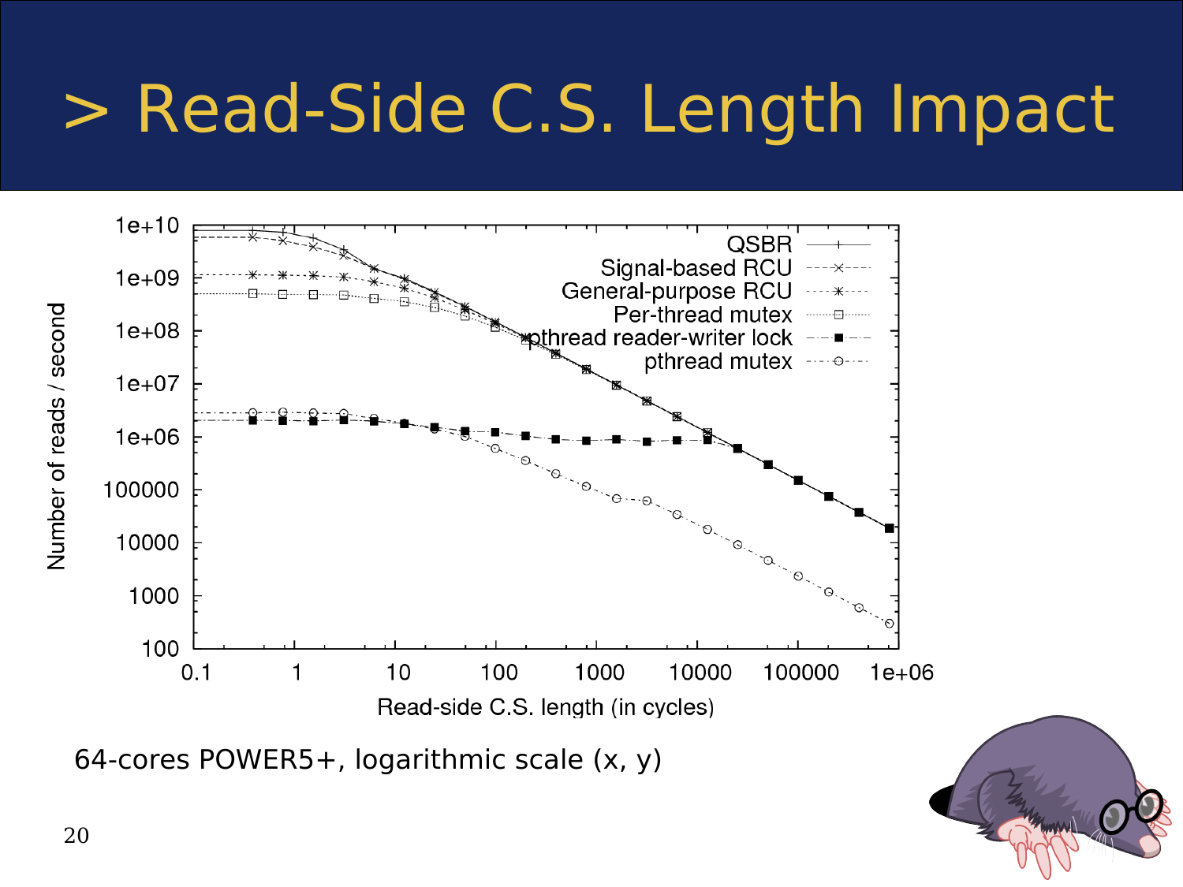# > Read-Side C.S. Length Impact

64-cores POWER5+, logarithmic scale (x, y)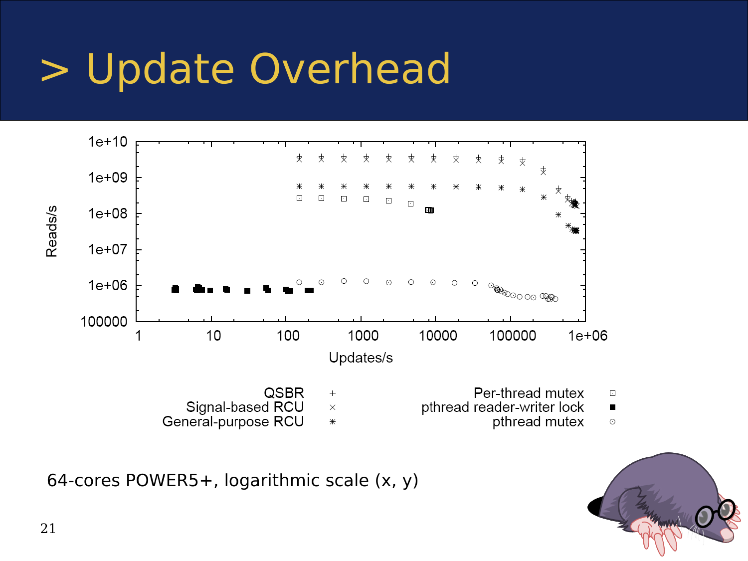# > Update Overhead

Reads/s (1e+10, 1e+09, 1e+08, 1e+07, 1e+06, 100000) vs. Updates/s (1, 10, 100, 1000, 10000, 100000, 1e+06)

Legend:

- QSBR (+)
- Signal-based RCU (×)
- General-purpose RCU (✳)
- Per-thread mutex (⊡)
- pthread reader-writer lock (■)
- pthread mutex (⊙)

64-cores POWER5+, logarithmic scale (x, y)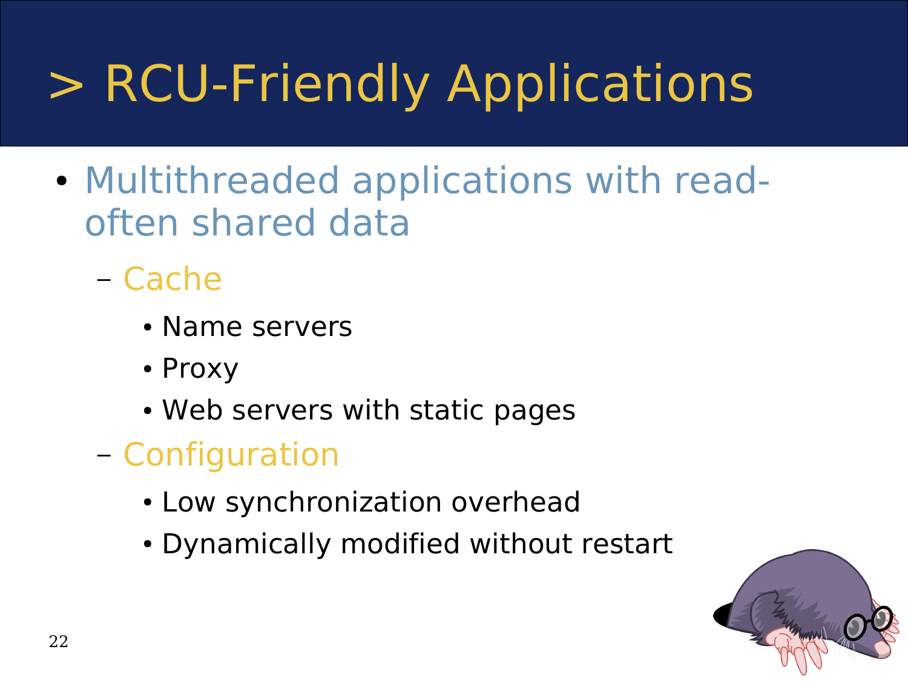# > RCU-Friendly Applications

- Multithreaded applications with read-often shared data
  - Cache
    - Name servers
    - Proxy
    - Web servers with static pages
  - Configuration
    - Low synchronization overhead
    - Dynamically modified without restart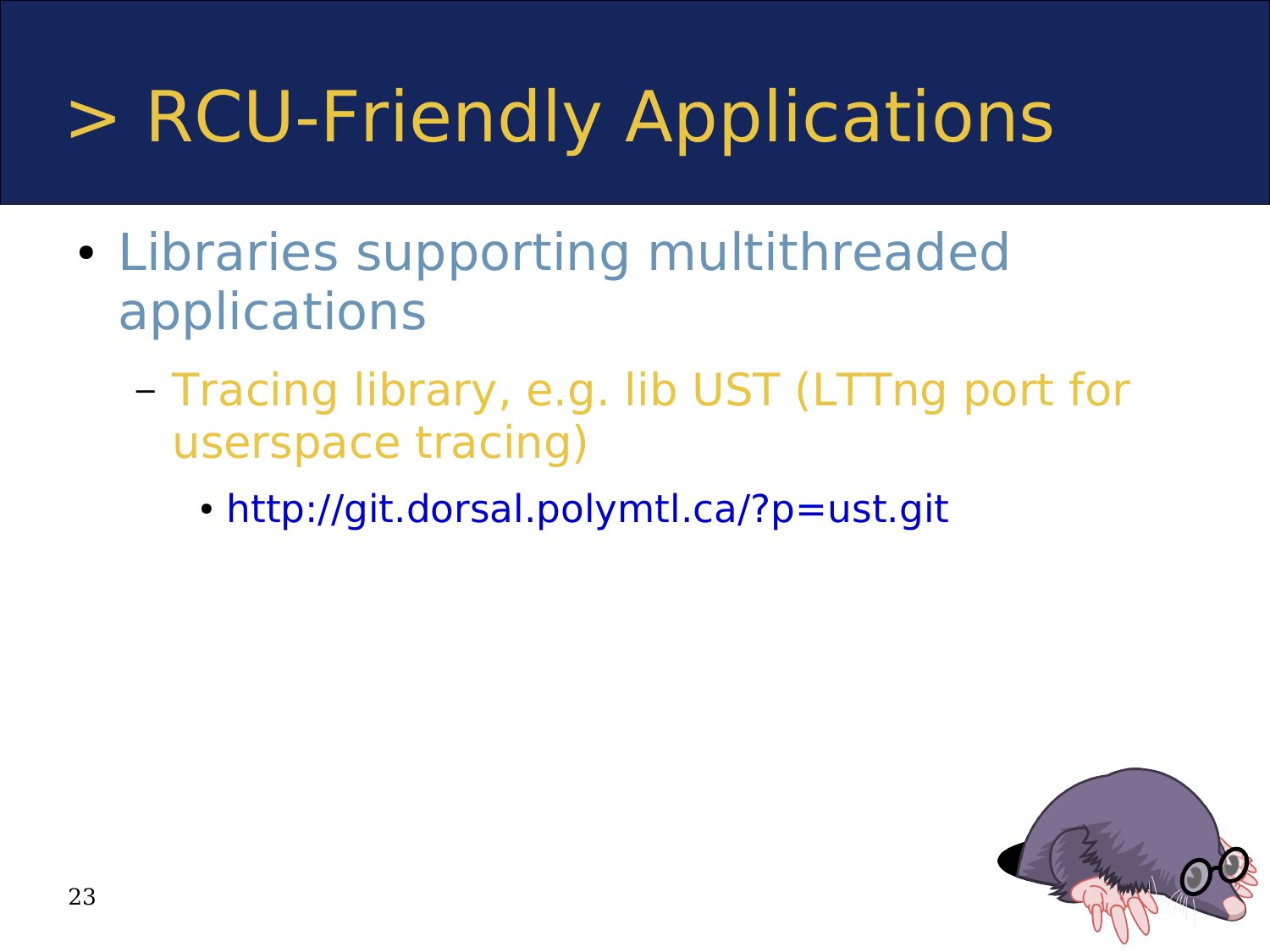# > RCU-Friendly Applications

- Libraries supporting multithreaded applications
  - Tracing library, e.g. lib UST (LTTng port for userspace tracing)
    - http://git.dorsal.polymtl.ca/?p=ust.git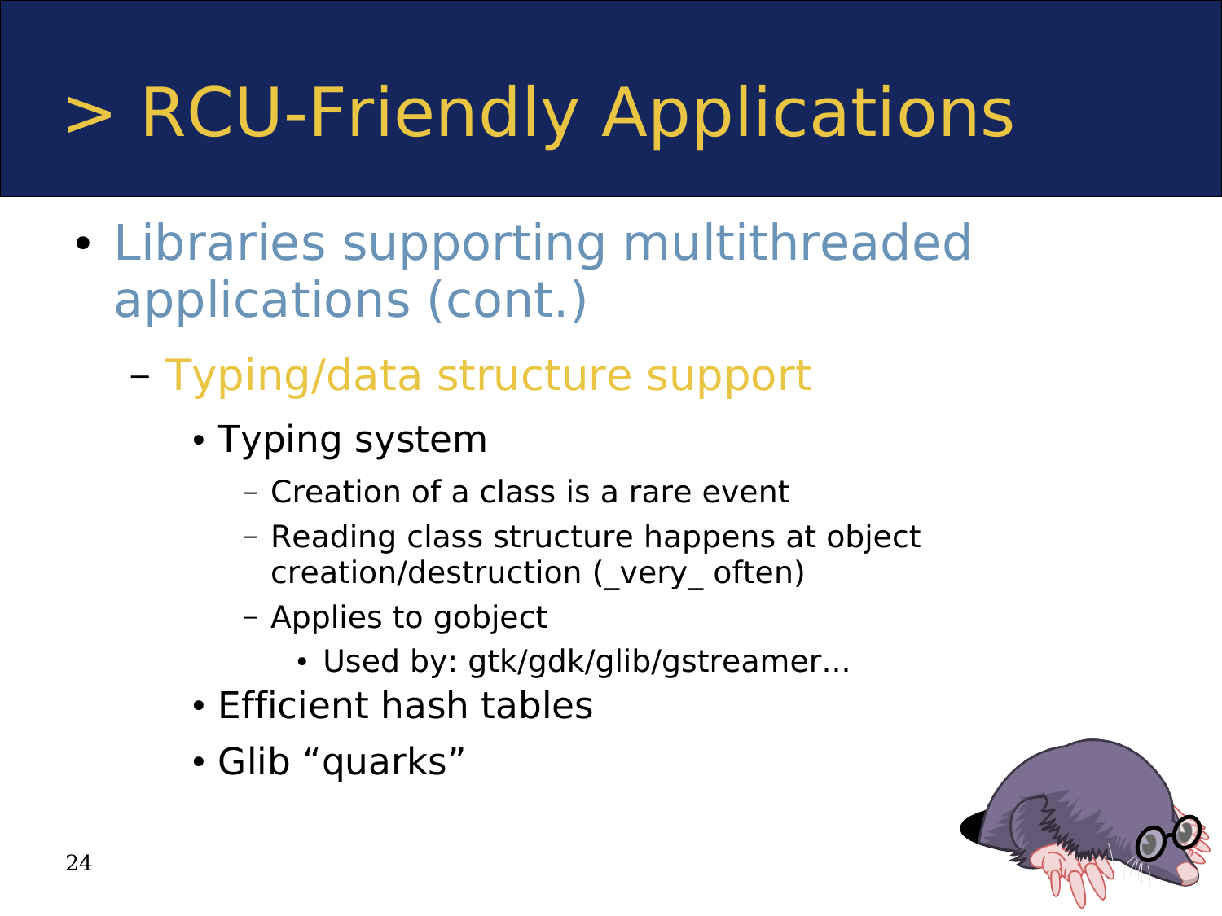# > RCU-Friendly Applications

- Libraries supporting multithreaded applications (cont.)
  - Typing/data structure support
    - Typing system
      - Creation of a class is a rare event
      - Reading class structure happens at object creation/destruction (_very_ often)
      - Applies to gobject
        - Used by: gtk/gdk/glib/gstreamer...
    - Efficient hash tables
    - Glib “quarks”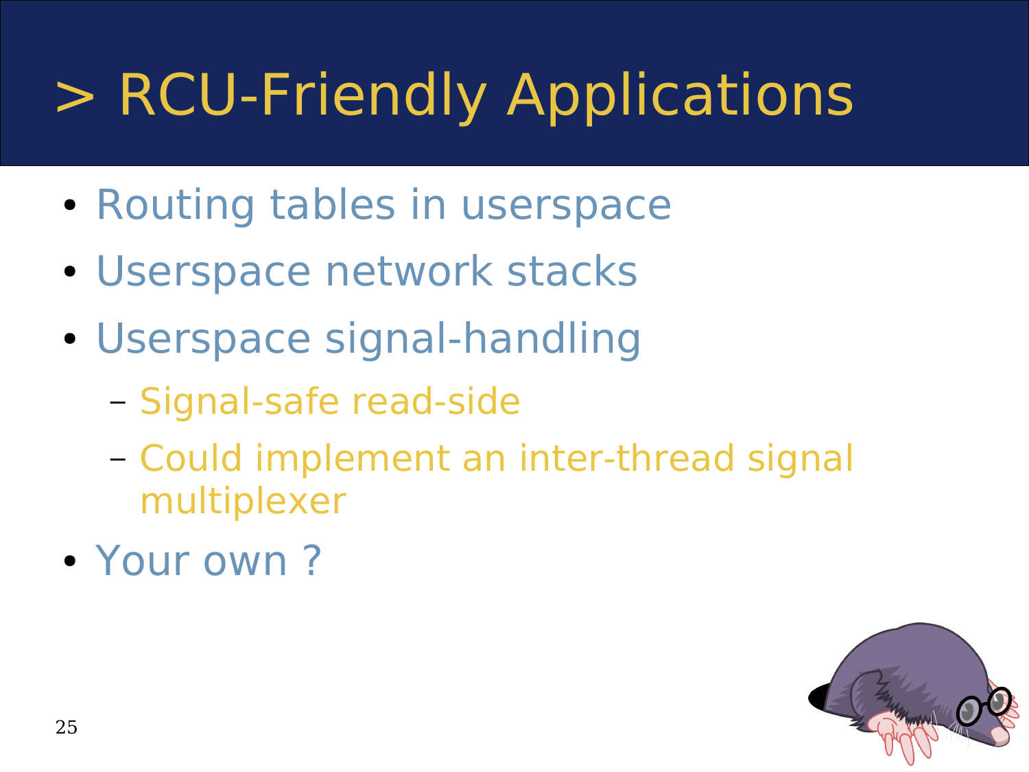# > RCU-Friendly Applications

- Routing tables in userspace
- Userspace network stacks
- Userspace signal-handling
  - Signal-safe read-side
  - Could implement an inter-thread signal multiplexer
- Your own ?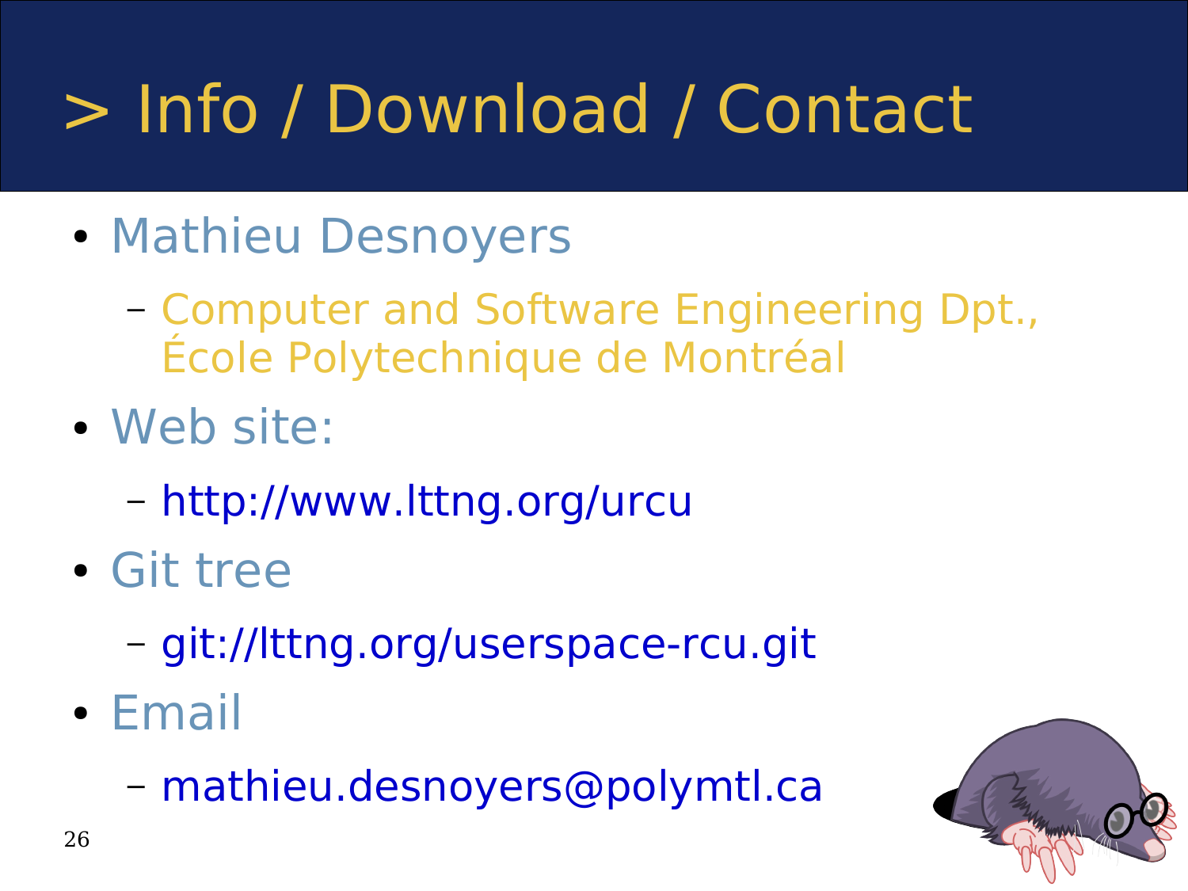# > Info / Download / Contact

- Mathieu Desnoyers
  - Computer and Software Engineering Dpt., École Polytechnique de Montréal
- Web site:
  - http://www.lttng.org/urcu
- Git tree
  - git://lttng.org/userspace-rcu.git
- Email
  - mathieu.desnoyers@polymtl.ca